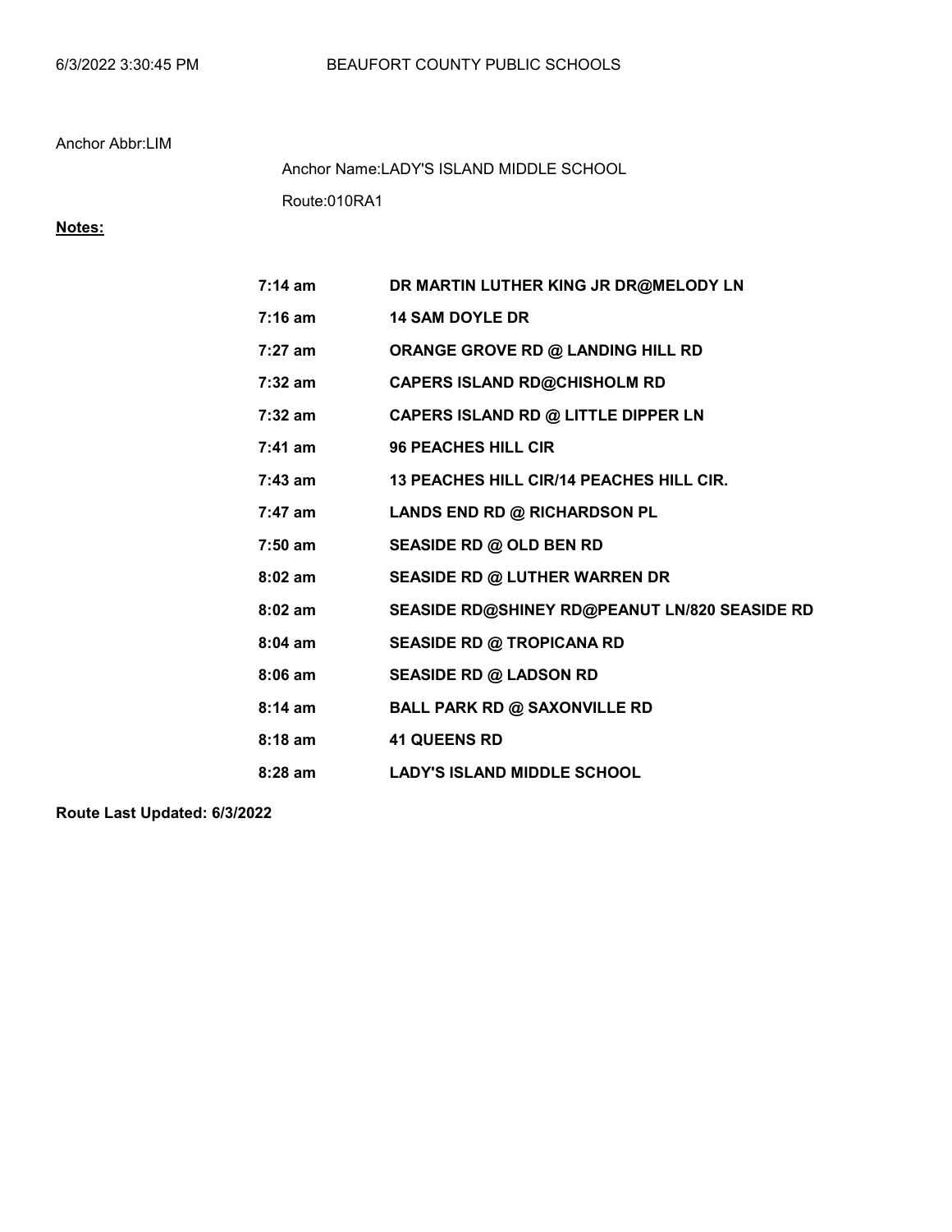BEAUFORT COUNTY PUBLIC SCHOOLS

Anchor Abbr:LIM

Anchor Name:LADY'S ISLAND MIDDLE SCHOOL

Route:010RA1

**Notes:**

| | |
|---|---|
| **7:14 am** | **DR MARTIN LUTHER KING JR DR@MELODY LN** |
| **7:16 am** | **14 SAM DOYLE DR** |
| **7:27 am** | **ORANGE GROVE RD @ LANDING HILL RD** |
| **7:32 am** | **CAPERS ISLAND RD@CHISHOLM RD** |
| **7:32 am** | **CAPERS ISLAND RD @ LITTLE DIPPER LN** |
| **7:41 am** | **96 PEACHES HILL CIR** |
| **7:43 am** | **13 PEACHES HILL CIR/14 PEACHES HILL CIR.** |
| **7:47 am** | **LANDS END RD @ RICHARDSON PL** |
| **7:50 am** | **SEASIDE RD @ OLD BEN RD** |
| **8:02 am** | **SEASIDE RD @ LUTHER WARREN DR** |
| **8:02 am** | **SEASIDE RD@SHINEY RD@PEANUT LN/820 SEASIDE RD** |
| **8:04 am** | **SEASIDE RD @ TROPICANA RD** |
| **8:06 am** | **SEASIDE RD @ LADSON RD** |
| **8:14 am** | **BALL PARK RD @ SAXONVILLE RD** |
| **8:18 am** | **41 QUEENS RD** |
| **8:28 am** | **LADY'S ISLAND MIDDLE SCHOOL** |

**Route Last Updated: 6/3/2022**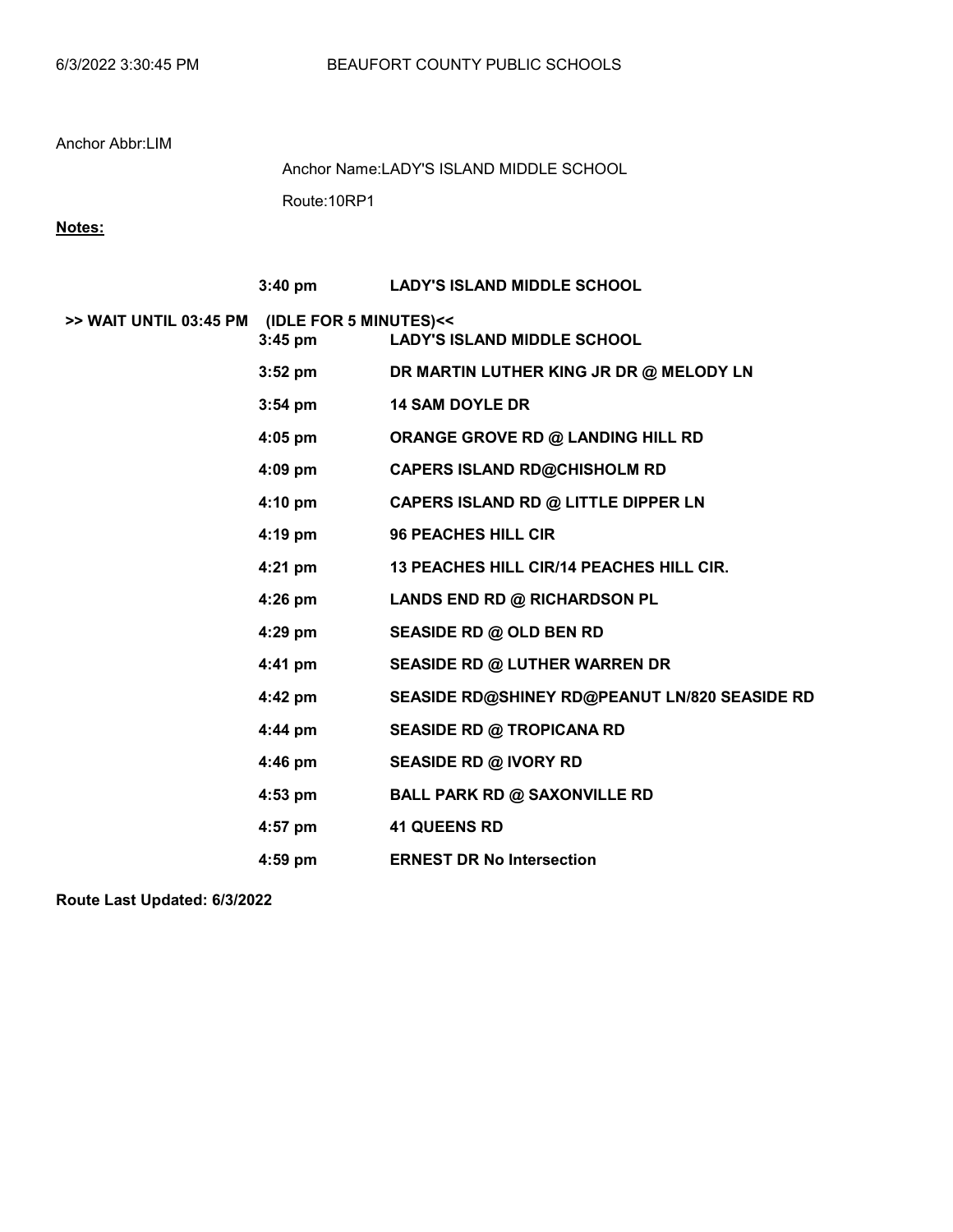BEAUFORT COUNTY PUBLIC SCHOOLS

Anchor Abbr:LIM

Anchor Name:LADY'S ISLAND MIDDLE SCHOOL

Route:10RP1

**Notes:**

| | Time | Stop |
|---|---|---|
| | **3:40 pm** | **LADY'S ISLAND MIDDLE SCHOOL** |
| **>> WAIT UNTIL 03:45 PM (IDLE FOR 5 MINUTES)<<** | | |
| | **3:45 pm** | **LADY'S ISLAND MIDDLE SCHOOL** |
| | **3:52 pm** | **DR MARTIN LUTHER KING JR DR @ MELODY LN** |
| | **3:54 pm** | **14 SAM DOYLE DR** |
| | **4:05 pm** | **ORANGE GROVE RD @ LANDING HILL RD** |
| | **4:09 pm** | **CAPERS ISLAND RD@CHISHOLM RD** |
| | **4:10 pm** | **CAPERS ISLAND RD @ LITTLE DIPPER LN** |
| | **4:19 pm** | **96 PEACHES HILL CIR** |
| | **4:21 pm** | **13 PEACHES HILL CIR/14 PEACHES HILL CIR.** |
| | **4:26 pm** | **LANDS END RD @ RICHARDSON PL** |
| | **4:29 pm** | **SEASIDE RD @ OLD BEN RD** |
| | **4:41 pm** | **SEASIDE RD @ LUTHER WARREN DR** |
| | **4:42 pm** | **SEASIDE RD@SHINEY RD@PEANUT LN/820 SEASIDE RD** |
| | **4:44 pm** | **SEASIDE RD @ TROPICANA RD** |
| | **4:46 pm** | **SEASIDE RD @ IVORY RD** |
| | **4:53 pm** | **BALL PARK RD @ SAXONVILLE RD** |
| | **4:57 pm** | **41 QUEENS RD** |
| | **4:59 pm** | **ERNEST DR No Intersection** |

**Route Last Updated: 6/3/2022**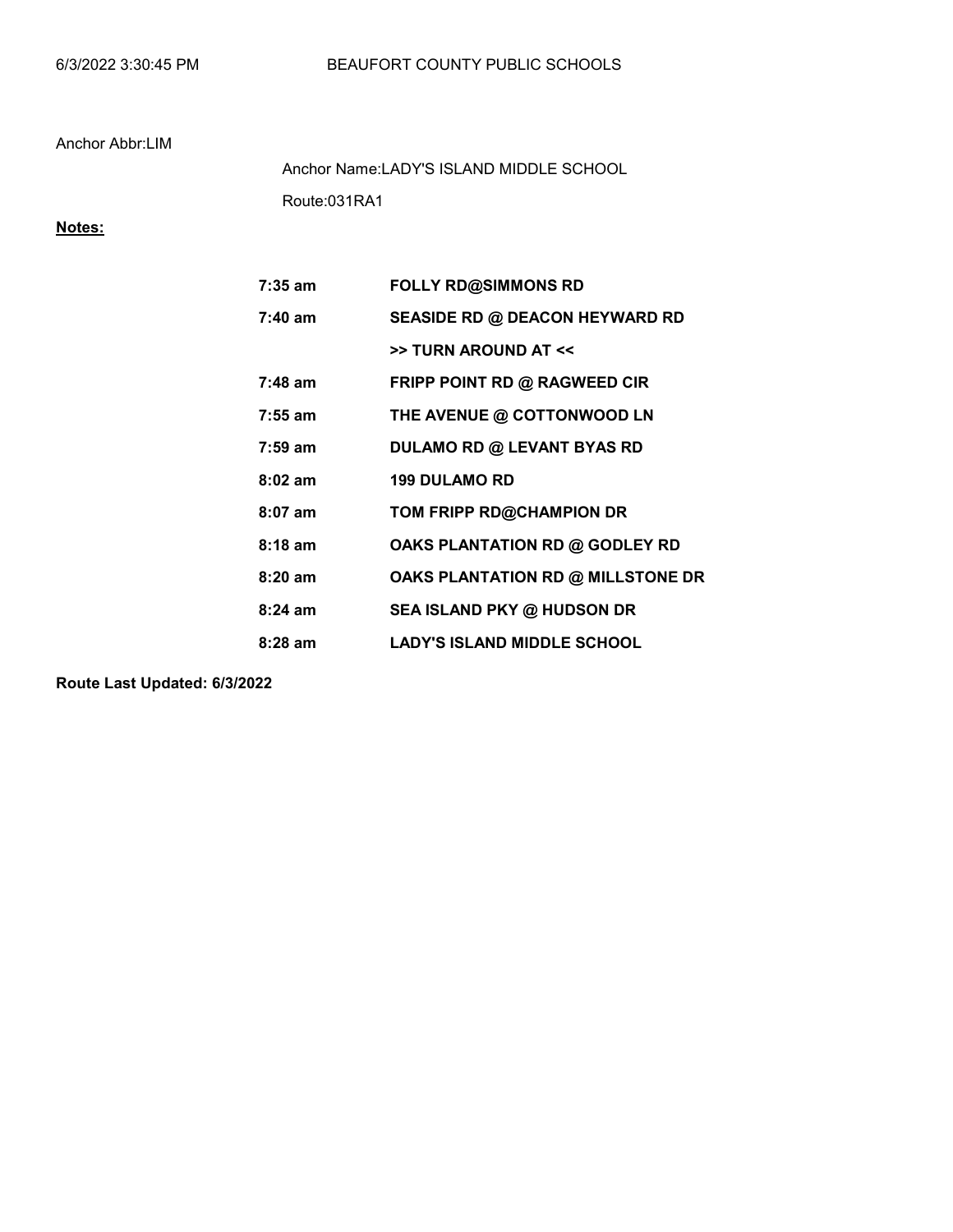6/3/2022 3:30:45 PM BEAUFORT COUNTY PUBLIC SCHOOLS

Anchor Abbr:LIM

Anchor Name:LADY'S ISLAND MIDDLE SCHOOL

Route:031RA1

**Notes:**

| | |
|---|---|
| **7:35 am** | **FOLLY RD@SIMMONS RD** |
| **7:40 am** | **SEASIDE RD @ DEACON HEYWARD RD** |
| | **>> TURN AROUND AT <<** |
| **7:48 am** | **FRIPP POINT RD @ RAGWEED CIR** |
| **7:55 am** | **THE AVENUE @ COTTONWOOD LN** |
| **7:59 am** | **DULAMO RD @ LEVANT BYAS RD** |
| **8:02 am** | **199 DULAMO RD** |
| **8:07 am** | **TOM FRIPP RD@CHAMPION DR** |
| **8:18 am** | **OAKS PLANTATION RD @ GODLEY RD** |
| **8:20 am** | **OAKS PLANTATION RD @ MILLSTONE DR** |
| **8:24 am** | **SEA ISLAND PKY @ HUDSON DR** |
| **8:28 am** | **LADY'S ISLAND MIDDLE SCHOOL** |

**Route Last Updated: 6/3/2022**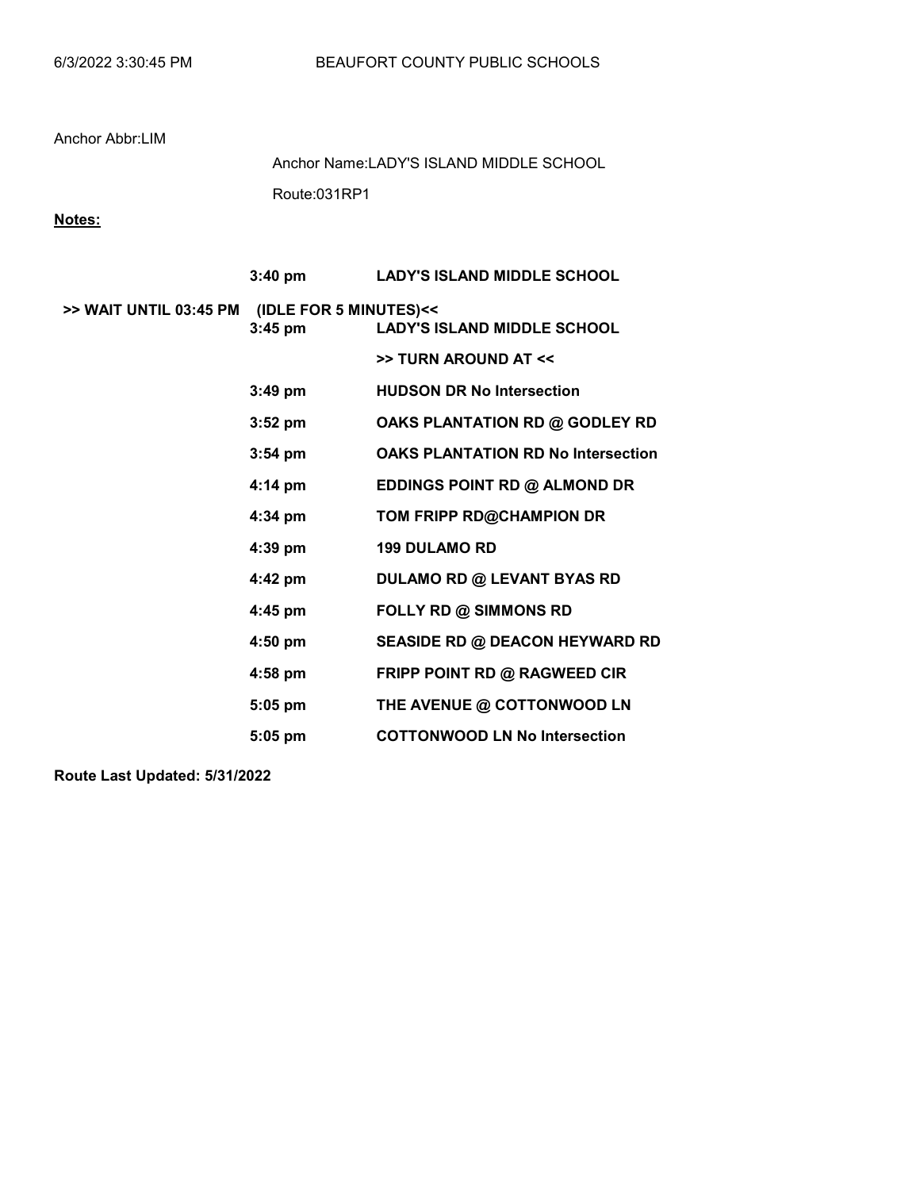Anchor Abbr:LIM

Anchor Name:LADY'S ISLAND MIDDLE SCHOOL

Route:031RP1

**Notes:**

| | | |
|---|---|---|
| | **3:40 pm** | **LADY'S ISLAND MIDDLE SCHOOL** |
| **>> WAIT UNTIL 03:45 PM** | **(IDLE FOR 5 MINUTES)<<** | |
| | **3:45 pm** | **LADY'S ISLAND MIDDLE SCHOOL** |
| | | **>> TURN AROUND AT <<** |
| | **3:49 pm** | **HUDSON DR No Intersection** |
| | **3:52 pm** | **OAKS PLANTATION RD @ GODLEY RD** |
| | **3:54 pm** | **OAKS PLANTATION RD No Intersection** |
| | **4:14 pm** | **EDDINGS POINT RD @ ALMOND DR** |
| | **4:34 pm** | **TOM FRIPP RD@CHAMPION DR** |
| | **4:39 pm** | **199 DULAMO RD** |
| | **4:42 pm** | **DULAMO RD @ LEVANT BYAS RD** |
| | **4:45 pm** | **FOLLY RD @ SIMMONS RD** |
| | **4:50 pm** | **SEASIDE RD @ DEACON HEYWARD RD** |
| | **4:58 pm** | **FRIPP POINT RD @ RAGWEED CIR** |
| | **5:05 pm** | **THE AVENUE @ COTTONWOOD LN** |
| | **5:05 pm** | **COTTONWOOD LN No Intersection** |

**Route Last Updated: 5/31/2022**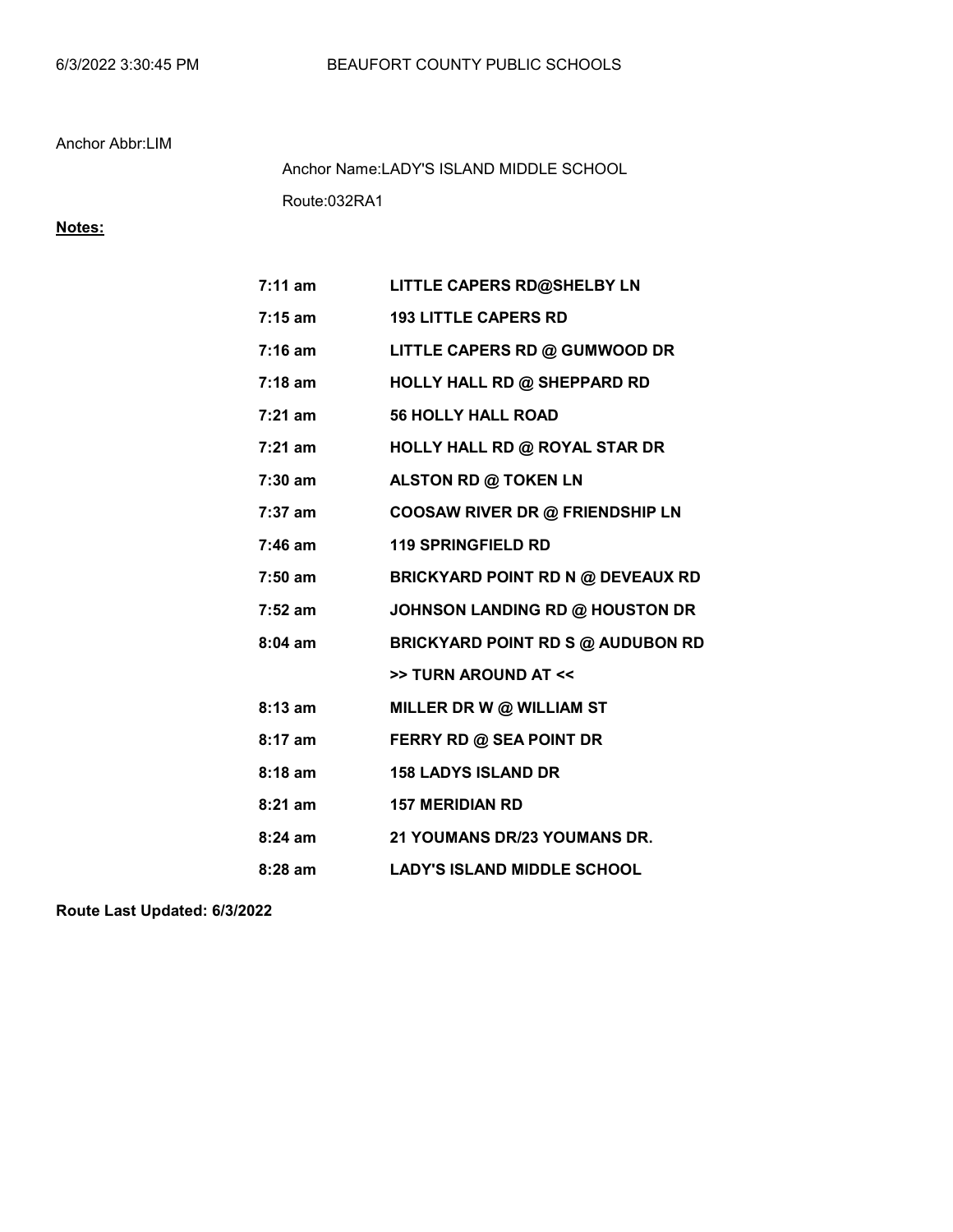Anchor Abbr:LIM

Anchor Name:LADY'S ISLAND MIDDLE SCHOOL

Route:032RA1

**Notes:**

| | |
|---|---|
| **7:11 am** | **LITTLE CAPERS RD@SHELBY LN** |
| **7:15 am** | **193 LITTLE CAPERS RD** |
| **7:16 am** | **LITTLE CAPERS RD @ GUMWOOD DR** |
| **7:18 am** | **HOLLY HALL RD @ SHEPPARD RD** |
| **7:21 am** | **56 HOLLY HALL ROAD** |
| **7:21 am** | **HOLLY HALL RD @ ROYAL STAR DR** |
| **7:30 am** | **ALSTON RD @ TOKEN LN** |
| **7:37 am** | **COOSAW RIVER DR @ FRIENDSHIP LN** |
| **7:46 am** | **119 SPRINGFIELD RD** |
| **7:50 am** | **BRICKYARD POINT RD N @ DEVEAUX RD** |
| **7:52 am** | **JOHNSON LANDING RD @ HOUSTON DR** |
| **8:04 am** | **BRICKYARD POINT RD S @ AUDUBON RD** |
| | **>> TURN AROUND AT <<** |
| **8:13 am** | **MILLER DR W @ WILLIAM ST** |
| **8:17 am** | **FERRY RD @ SEA POINT DR** |
| **8:18 am** | **158 LADYS ISLAND DR** |
| **8:21 am** | **157 MERIDIAN RD** |
| **8:24 am** | **21 YOUMANS DR/23 YOUMANS DR.** |
| **8:28 am** | **LADY'S ISLAND MIDDLE SCHOOL** |

**Route Last Updated: 6/3/2022**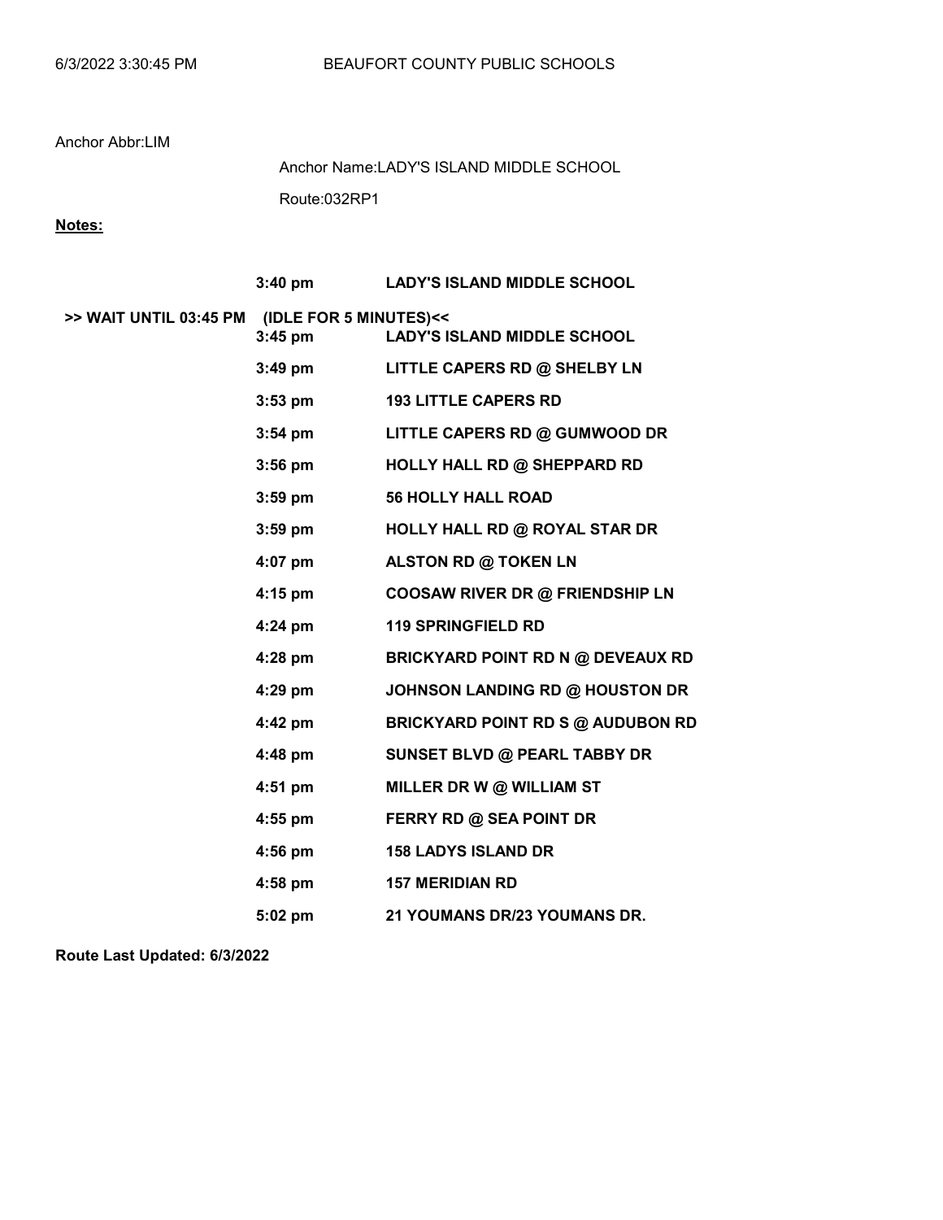Anchor Abbr:LIM

Anchor Name:LADY'S ISLAND MIDDLE SCHOOL

Route:032RP1

**Notes:**

| | | |
|---|---|---|
| | **3:40 pm** | **LADY'S ISLAND MIDDLE SCHOOL** |
| **>> WAIT UNTIL 03:45 PM** | **(IDLE FOR 5 MINUTES)<<** | |
| | **3:45 pm** | **LADY'S ISLAND MIDDLE SCHOOL** |
| | **3:49 pm** | **LITTLE CAPERS RD @ SHELBY LN** |
| | **3:53 pm** | **193 LITTLE CAPERS RD** |
| | **3:54 pm** | **LITTLE CAPERS RD @ GUMWOOD DR** |
| | **3:56 pm** | **HOLLY HALL RD @ SHEPPARD RD** |
| | **3:59 pm** | **56 HOLLY HALL ROAD** |
| | **3:59 pm** | **HOLLY HALL RD @ ROYAL STAR DR** |
| | **4:07 pm** | **ALSTON RD @ TOKEN LN** |
| | **4:15 pm** | **COOSAW RIVER DR @ FRIENDSHIP LN** |
| | **4:24 pm** | **119 SPRINGFIELD RD** |
| | **4:28 pm** | **BRICKYARD POINT RD N @ DEVEAUX RD** |
| | **4:29 pm** | **JOHNSON LANDING RD @ HOUSTON DR** |
| | **4:42 pm** | **BRICKYARD POINT RD S @ AUDUBON RD** |
| | **4:48 pm** | **SUNSET BLVD @ PEARL TABBY DR** |
| | **4:51 pm** | **MILLER DR W @ WILLIAM ST** |
| | **4:55 pm** | **FERRY RD @ SEA POINT DR** |
| | **4:56 pm** | **158 LADYS ISLAND DR** |
| | **4:58 pm** | **157 MERIDIAN RD** |
| | **5:02 pm** | **21 YOUMANS DR/23 YOUMANS DR.** |

**Route Last Updated: 6/3/2022**